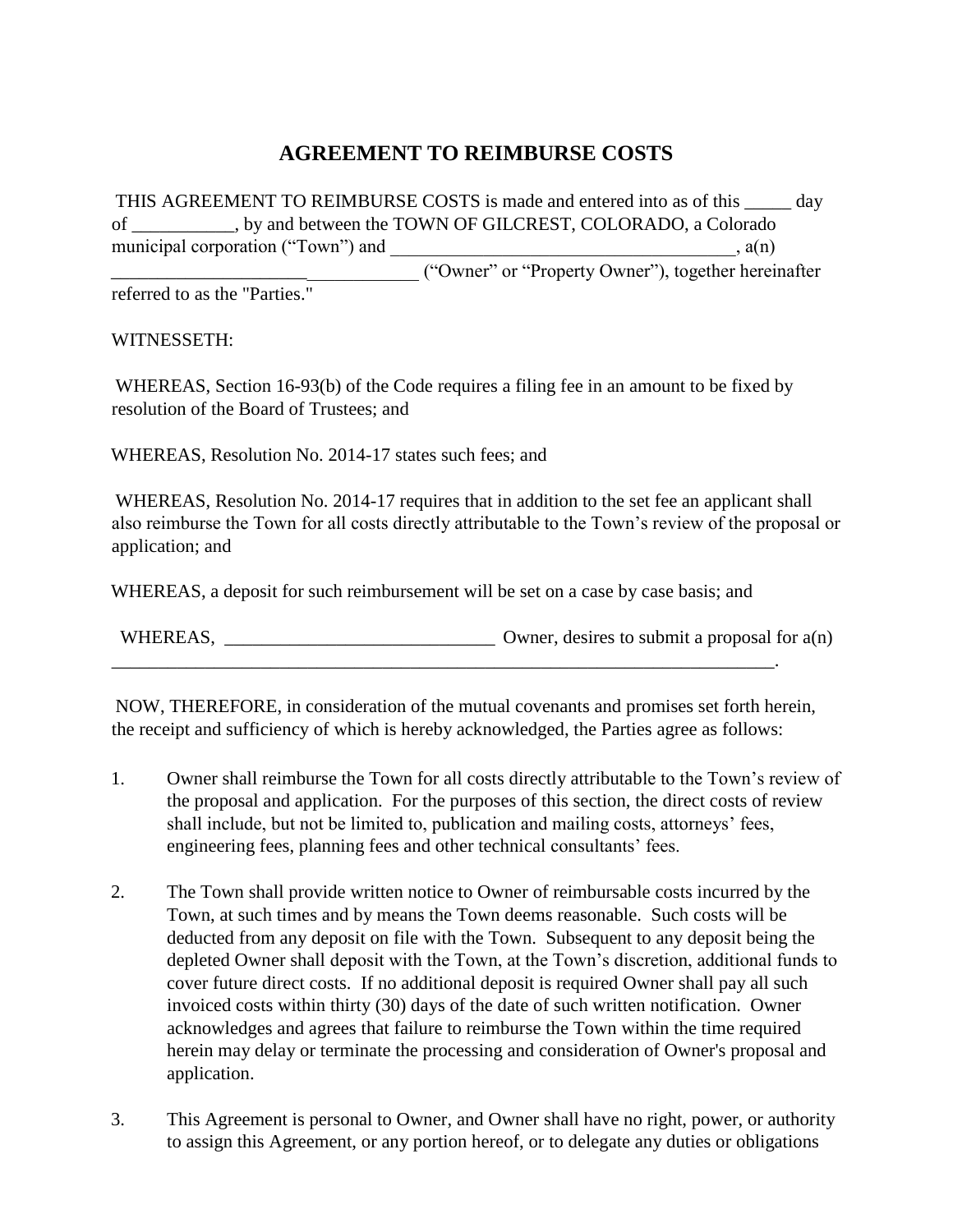# AGREEMENT TO REIMBURSE COSTS

THIS AGREEMENT TO REIMBURSE COSTS is made and entered into as of this _____ day of ___________, by and between the TOWN OF GILCREST, COLORADO, a Colorado municipal corporation ("Town") and _____________________________________, a(n) _________________________________ ("Owner" or "Property Owner"), together hereinafter referred to as the "Parties."

WITNESSETH:

WHEREAS, Section 16-93(b) of the Code requires a filing fee in an amount to be fixed by resolution of the Board of Trustees; and

WHEREAS, Resolution No. 2014-17 states such fees; and

WHEREAS, Resolution No. 2014-17 requires that in addition to the set fee an applicant shall also reimburse the Town for all costs directly attributable to the Town's review of the proposal or application; and

WHEREAS, a deposit for such reimbursement will be set on a case by case basis; and

WHEREAS, _____________________________ Owner, desires to submit a proposal for a(n) ___________________________________________________________________________.

NOW, THEREFORE, in consideration of the mutual covenants and promises set forth herein, the receipt and sufficiency of which is hereby acknowledged, the Parties agree as follows:

1. Owner shall reimburse the Town for all costs directly attributable to the Town's review of the proposal and application. For the purposes of this section, the direct costs of review shall include, but not be limited to, publication and mailing costs, attorneys' fees, engineering fees, planning fees and other technical consultants' fees.

2. The Town shall provide written notice to Owner of reimbursable costs incurred by the Town, at such times and by means the Town deems reasonable. Such costs will be deducted from any deposit on file with the Town. Subsequent to any deposit being the depleted Owner shall deposit with the Town, at the Town's discretion, additional funds to cover future direct costs. If no additional deposit is required Owner shall pay all such invoiced costs within thirty (30) days of the date of such written notification. Owner acknowledges and agrees that failure to reimburse the Town within the time required herein may delay or terminate the processing and consideration of Owner's proposal and application.

3. This Agreement is personal to Owner, and Owner shall have no right, power, or authority to assign this Agreement, or any portion hereof, or to delegate any duties or obligations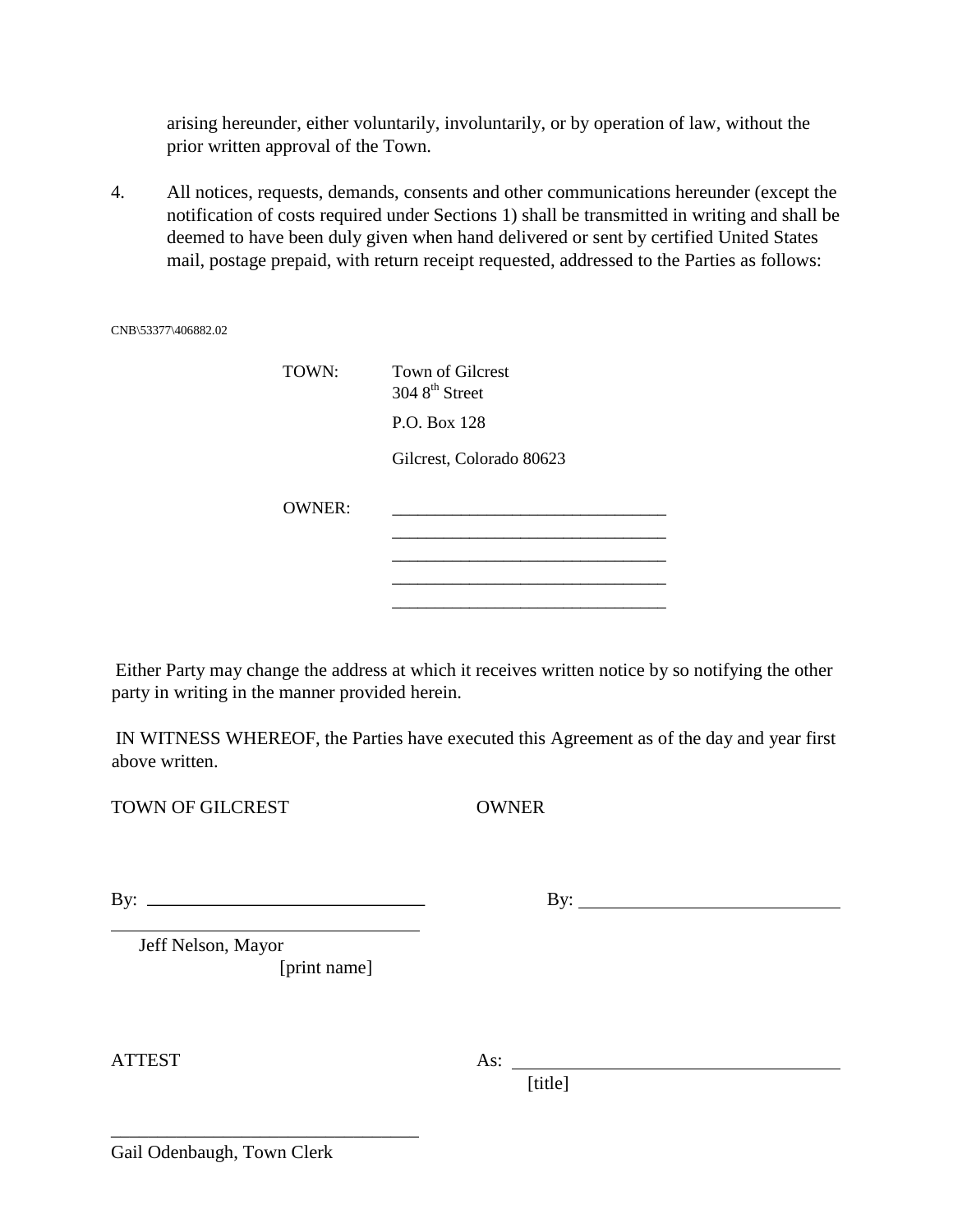arising hereunder, either voluntarily, involuntarily, or by operation of law, without the prior written approval of the Town.

4. All notices, requests, demands, consents and other communications hereunder (except the notification of costs required under Sections 1) shall be transmitted in writing and shall be deemed to have been duly given when hand delivered or sent by certified United States mail, postage prepaid, with return receipt requested, addressed to the Parties as follows:

CNB\53377\406882.02

TOWN: Town of Gilcrest
304 8th Street
P.O. Box 128
Gilcrest, Colorado 80623

OWNER: ______________________________
______________________________
______________________________
______________________________
______________________________

Either Party may change the address at which it receives written notice by so notifying the other party in writing in the manner provided herein.

IN WITNESS WHEREOF, the Parties have executed this Agreement as of the day and year first above written.

TOWN OF GILCREST

By: ______________________________

______________________________
Jeff Nelson, Mayor
[print name]

ATTEST

______________________________
Gail Odenbaugh, Town Clerk

OWNER

By: ______________________________

As: ______________________________
[title]